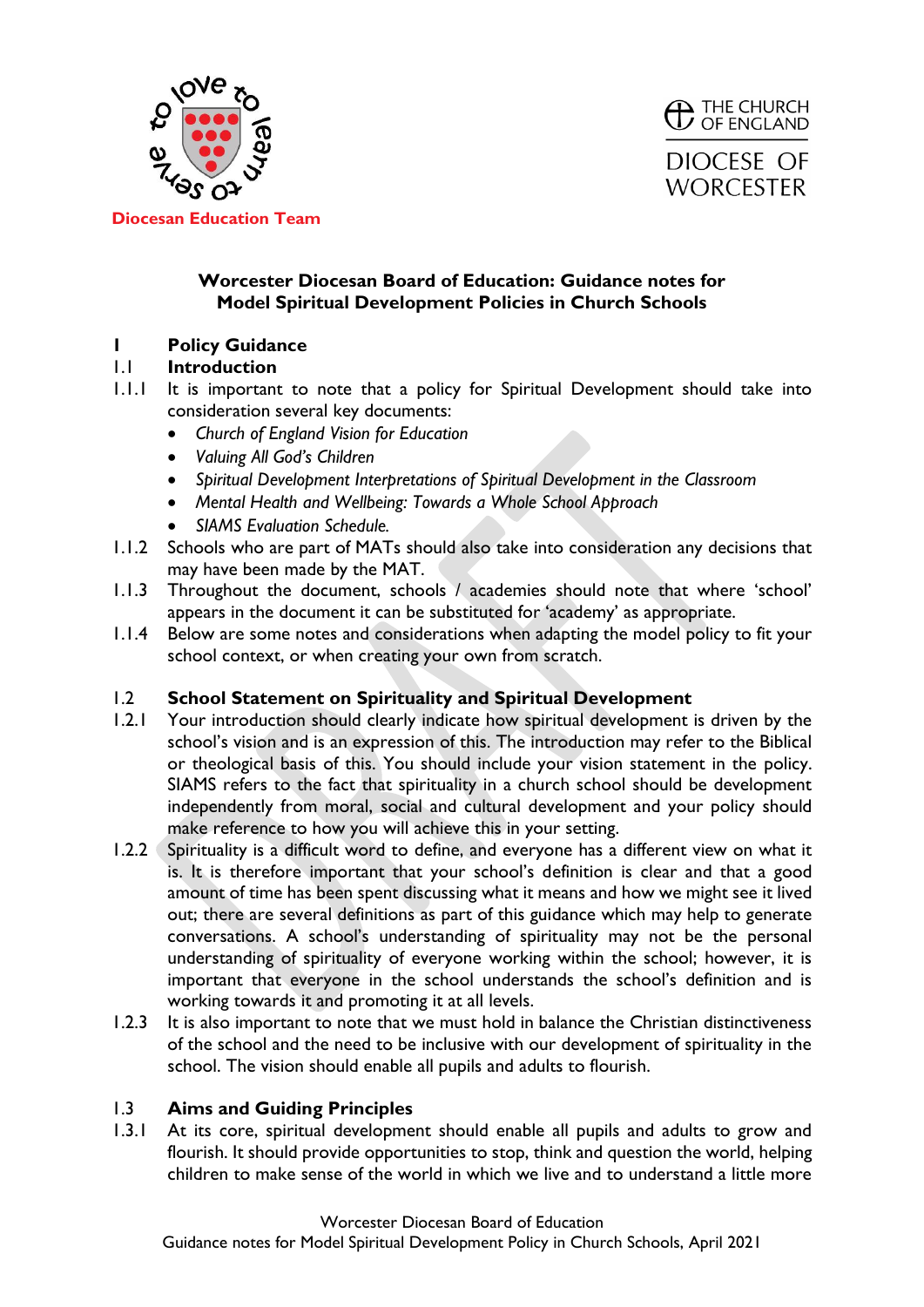Diocesan Education Team

THE CHURCH OF ENGLAND

DIOCESE OF WORCESTER

# Worcester Diocesan Board of Education: Guidance notes for Model Spiritual Development Policies in Church Schools

## 1 Policy Guidance

### 1.1 Introduction

1.1.1 It is important to note that a policy for Spiritual Development should take into consideration several key documents:

- *Church of England Vision for Education*
- *Valuing All God's Children*
- *Spiritual Development Interpretations of Spiritual Development in the Classroom*
- *Mental Health and Wellbeing: Towards a Whole School Approach*
- *SIAMS Evaluation Schedule.*

1.1.2 Schools who are part of MATs should also take into consideration any decisions that may have been made by the MAT.

1.1.3 Throughout the document, schools / academies should note that where 'school' appears in the document it can be substituted for 'academy' as appropriate.

1.1.4 Below are some notes and considerations when adapting the model policy to fit your school context, or when creating your own from scratch.

### 1.2 School Statement on Spirituality and Spiritual Development

1.2.1 Your introduction should clearly indicate how spiritual development is driven by the school's vision and is an expression of this. The introduction may refer to the Biblical or theological basis of this. You should include your vision statement in the policy. SIAMS refers to the fact that spirituality in a church school should be development independently from moral, social and cultural development and your policy should make reference to how you will achieve this in your setting.

1.2.2 Spirituality is a difficult word to define, and everyone has a different view on what it is. It is therefore important that your school's definition is clear and that a good amount of time has been spent discussing what it means and how we might see it lived out; there are several definitions as part of this guidance which may help to generate conversations. A school's understanding of spirituality may not be the personal understanding of spirituality of everyone working within the school; however, it is important that everyone in the school understands the school's definition and is working towards it and promoting it at all levels.

1.2.3 It is also important to note that we must hold in balance the Christian distinctiveness of the school and the need to be inclusive with our development of spirituality in the school. The vision should enable all pupils and adults to flourish.

### 1.3 Aims and Guiding Principles

1.3.1 At its core, spiritual development should enable all pupils and adults to grow and flourish. It should provide opportunities to stop, think and question the world, helping children to make sense of the world in which we live and to understand a little more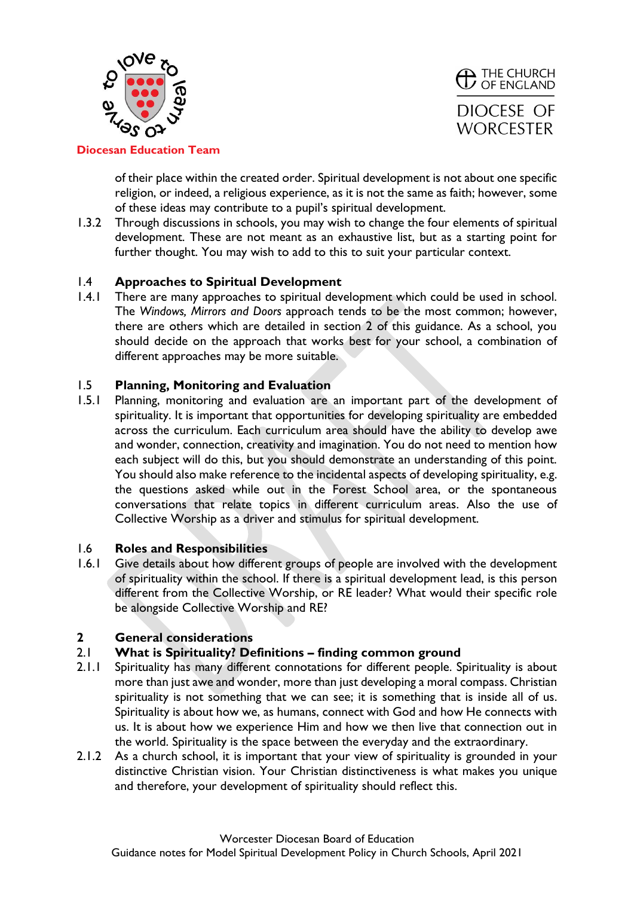of their place within the created order. Spiritual development is not about one specific religion, or indeed, a religious experience, as it is not the same as faith; however, some of these ideas may contribute to a pupil's spiritual development.

1.3.2 Through discussions in schools, you may wish to change the four elements of spiritual development. These are not meant as an exhaustive list, but as a starting point for further thought. You may wish to add to this to suit your particular context.

### 1.4 Approaches to Spiritual Development

1.4.1 There are many approaches to spiritual development which could be used in school. The *Windows, Mirrors and Doors* approach tends to be the most common; however, there are others which are detailed in section 2 of this guidance. As a school, you should decide on the approach that works best for your school, a combination of different approaches may be more suitable.

### 1.5 Planning, Monitoring and Evaluation

1.5.1 Planning, monitoring and evaluation are an important part of the development of spirituality. It is important that opportunities for developing spirituality are embedded across the curriculum. Each curriculum area should have the ability to develop awe and wonder, connection, creativity and imagination. You do not need to mention how each subject will do this, but you should demonstrate an understanding of this point. You should also make reference to the incidental aspects of developing spirituality, e.g. the questions asked while out in the Forest School area, or the spontaneous conversations that relate topics in different curriculum areas. Also the use of Collective Worship as a driver and stimulus for spiritual development.

### 1.6 Roles and Responsibilities

1.6.1 Give details about how different groups of people are involved with the development of spirituality within the school. If there is a spiritual development lead, is this person different from the Collective Worship, or RE leader? What would their specific role be alongside Collective Worship and RE?

## 2 General considerations

### 2.1 What is Spirituality? Definitions – finding common ground

2.1.1 Spirituality has many different connotations for different people. Spirituality is about more than just awe and wonder, more than just developing a moral compass. Christian spirituality is not something that we can see; it is something that is inside all of us. Spirituality is about how we, as humans, connect with God and how He connects with us. It is about how we experience Him and how we then live that connection out in the world. Spirituality is the space between the everyday and the extraordinary.

2.1.2 As a church school, it is important that your view of spirituality is grounded in your distinctive Christian vision. Your Christian distinctiveness is what makes you unique and therefore, your development of spirituality should reflect this.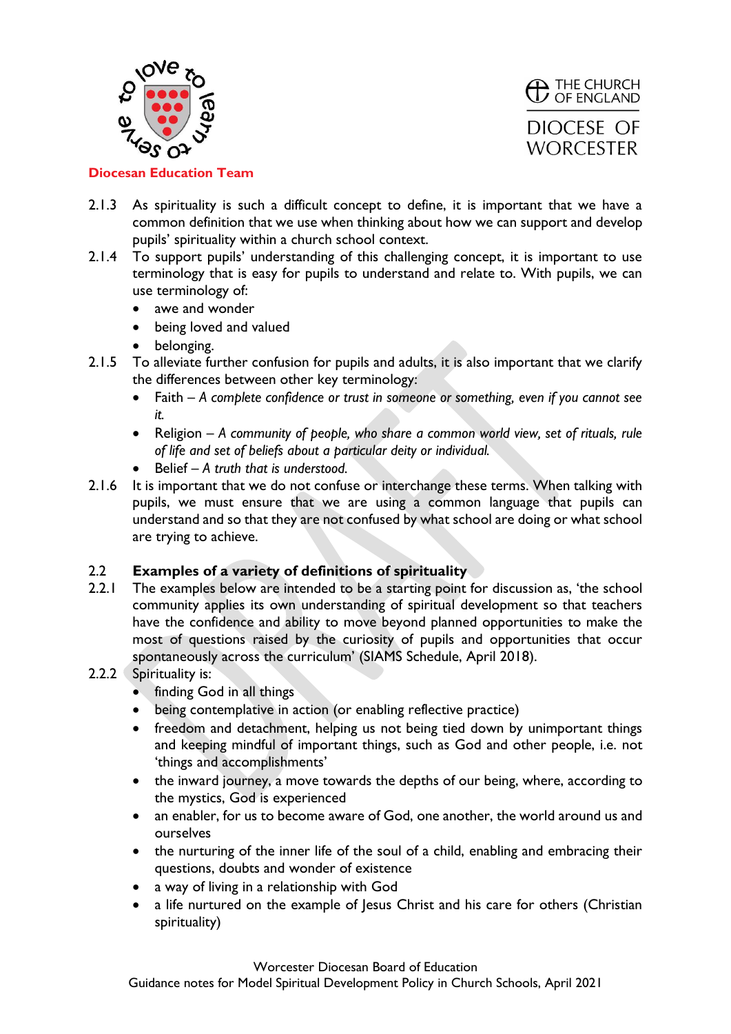2.1.3 As spirituality is such a difficult concept to define, it is important that we have a common definition that we use when thinking about how we can support and develop pupils' spirituality within a church school context.

2.1.4 To support pupils' understanding of this challenging concept, it is important to use terminology that is easy for pupils to understand and relate to. With pupils, we can use terminology of:

- awe and wonder
- being loved and valued
- belonging.

2.1.5 To alleviate further confusion for pupils and adults, it is also important that we clarify the differences between other key terminology:

- Faith – *A complete confidence or trust in someone or something, even if you cannot see it.*
- Religion – *A community of people, who share a common world view, set of rituals, rule of life and set of beliefs about a particular deity or individual.*
- Belief – *A truth that is understood.*

2.1.6 It is important that we do not confuse or interchange these terms. When talking with pupils, we must ensure that we are using a common language that pupils can understand and so that they are not confused by what school are doing or what school are trying to achieve.

## 2.2 Examples of a variety of definitions of spirituality

2.2.1 The examples below are intended to be a starting point for discussion as, 'the school community applies its own understanding of spiritual development so that teachers have the confidence and ability to move beyond planned opportunities to make the most of questions raised by the curiosity of pupils and opportunities that occur spontaneously across the curriculum' (SIAMS Schedule, April 2018).

2.2.2 Spirituality is:

- finding God in all things
- being contemplative in action (or enabling reflective practice)
- freedom and detachment, helping us not being tied down by unimportant things and keeping mindful of important things, such as God and other people, i.e. not 'things and accomplishments'
- the inward journey, a move towards the depths of our being, where, according to the mystics, God is experienced
- an enabler, for us to become aware of God, one another, the world around us and ourselves
- the nurturing of the inner life of the soul of a child, enabling and embracing their questions, doubts and wonder of existence
- a way of living in a relationship with God
- a life nurtured on the example of Jesus Christ and his care for others (Christian spirituality)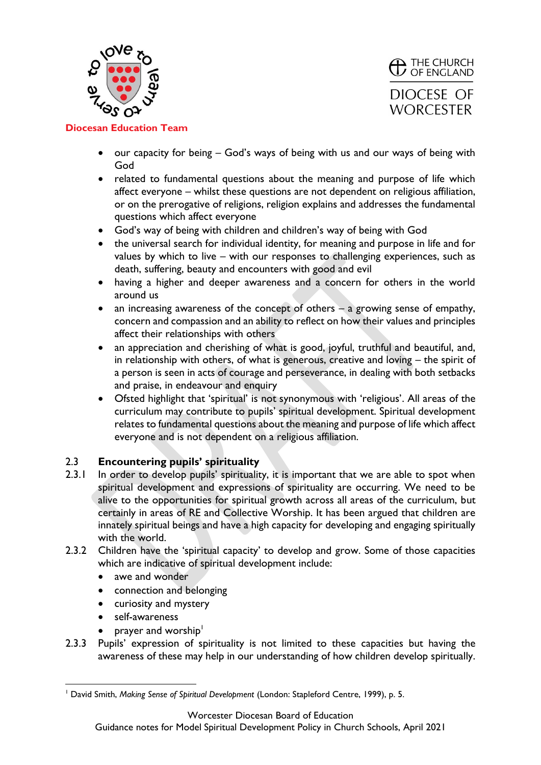- our capacity for being – God's ways of being with us and our ways of being with God
- related to fundamental questions about the meaning and purpose of life which affect everyone – whilst these questions are not dependent on religious affiliation, or on the prerogative of religions, religion explains and addresses the fundamental questions which affect everyone
- God's way of being with children and children's way of being with God
- the universal search for individual identity, for meaning and purpose in life and for values by which to live – with our responses to challenging experiences, such as death, suffering, beauty and encounters with good and evil
- having a higher and deeper awareness and a concern for others in the world around us
- an increasing awareness of the concept of others – a growing sense of empathy, concern and compassion and an ability to reflect on how their values and principles affect their relationships with others
- an appreciation and cherishing of what is good, joyful, truthful and beautiful, and, in relationship with others, of what is generous, creative and loving – the spirit of a person is seen in acts of courage and perseverance, in dealing with both setbacks and praise, in endeavour and enquiry
- Ofsted highlight that 'spiritual' is not synonymous with 'religious'. All areas of the curriculum may contribute to pupils' spiritual development. Spiritual development relates to fundamental questions about the meaning and purpose of life which affect everyone and is not dependent on a religious affiliation.

## 2.3 Encountering pupils' spirituality

2.3.1 In order to develop pupils' spirituality, it is important that we are able to spot when spiritual development and expressions of spirituality are occurring. We need to be alive to the opportunities for spiritual growth across all areas of the curriculum, but certainly in areas of RE and Collective Worship. It has been argued that children are innately spiritual beings and have a high capacity for developing and engaging spiritually with the world.

2.3.2 Children have the 'spiritual capacity' to develop and grow. Some of those capacities which are indicative of spiritual development include:

- awe and wonder
- connection and belonging
- curiosity and mystery
- self-awareness
- prayer and worship[1]

2.3.3 Pupils' expression of spirituality is not limited to these capacities but having the awareness of these may help in our understanding of how children develop spiritually.

[1] David Smith, *Making Sense of Spiritual Development* (London: Stapleford Centre, 1999), p. 5.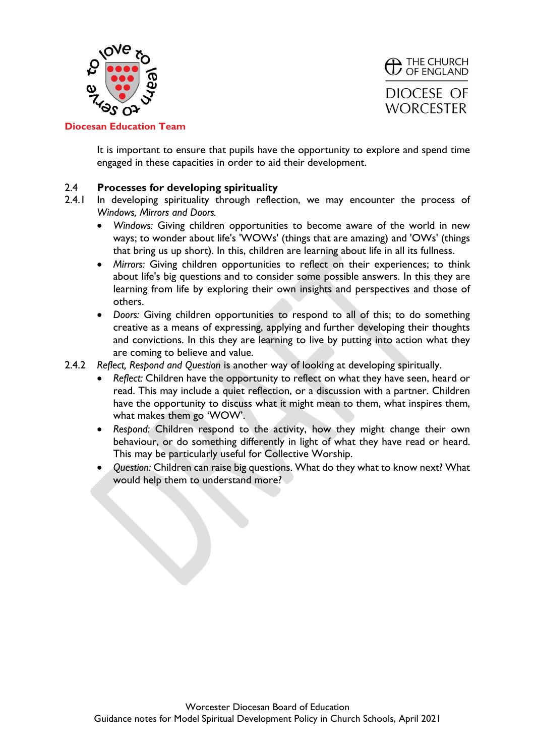It is important to ensure that pupils have the opportunity to explore and spend time engaged in these capacities in order to aid their development.

## 2.4 Processes for developing spirituality

2.4.1 In developing spirituality through reflection, we may encounter the process of *Windows, Mirrors and Doors.*

- *Windows:* Giving children opportunities to become aware of the world in new ways; to wonder about life's 'WOWs' (things that are amazing) and 'OWs' (things that bring us up short). In this, children are learning about life in all its fullness.
- *Mirrors:* Giving children opportunities to reflect on their experiences; to think about life's big questions and to consider some possible answers. In this they are learning from life by exploring their own insights and perspectives and those of others.
- *Doors:* Giving children opportunities to respond to all of this; to do something creative as a means of expressing, applying and further developing their thoughts and convictions. In this they are learning to live by putting into action what they are coming to believe and value.

2.4.2 *Reflect, Respond and Question* is another way of looking at developing spiritually.

- *Reflect:* Children have the opportunity to reflect on what they have seen, heard or read. This may include a quiet reflection, or a discussion with a partner. Children have the opportunity to discuss what it might mean to them, what inspires them, what makes them go 'WOW'.
- *Respond:* Children respond to the activity, how they might change their own behaviour, or do something differently in light of what they have read or heard. This may be particularly useful for Collective Worship.
- *Question:* Children can raise big questions. What do they what to know next? What would help them to understand more?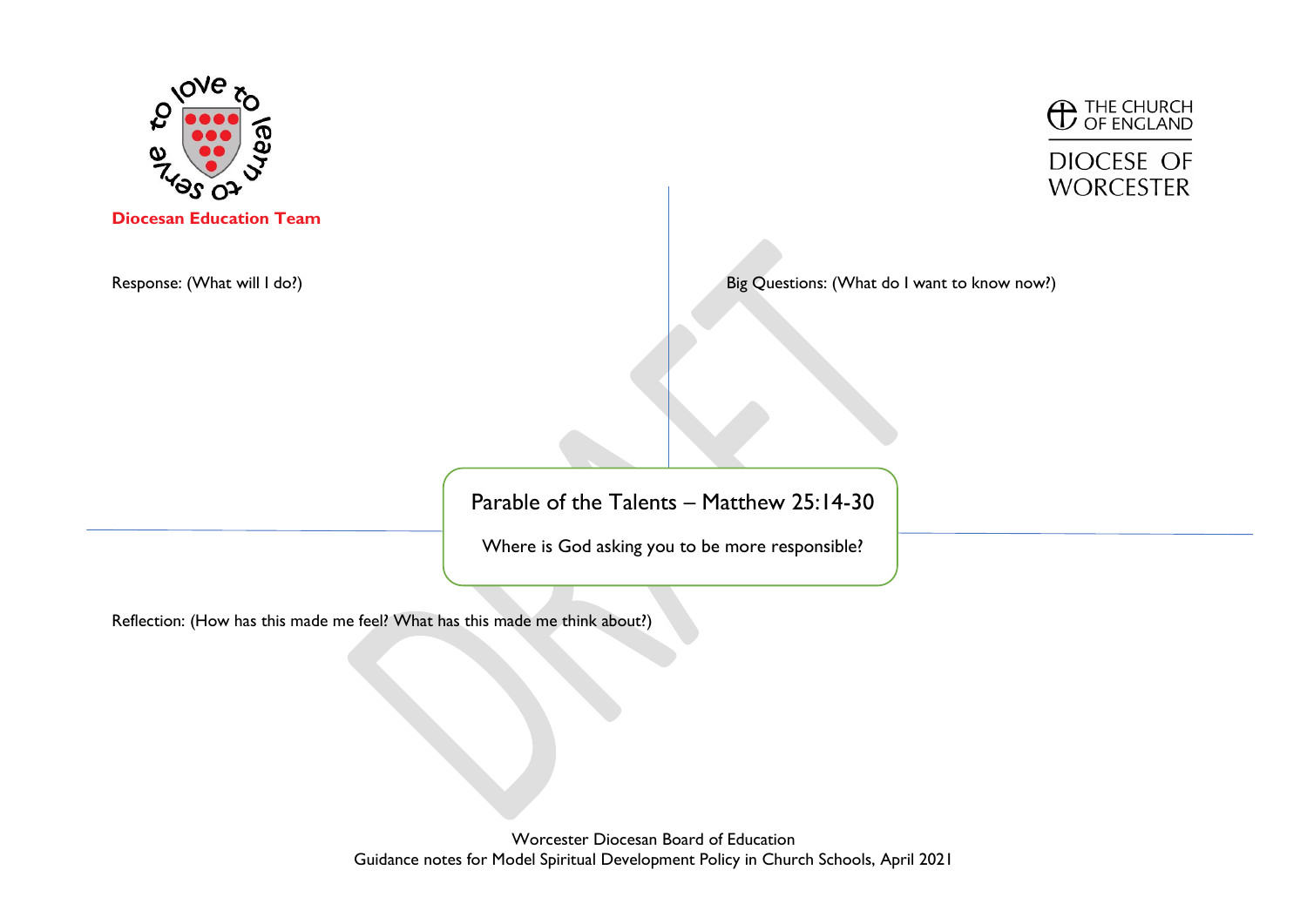**Diocesan Education Team**

THE CHURCH OF ENGLAND

DIOCESE OF WORCESTER

Response: (What will I do?)

Big Questions: (What do I want to know now?)

Parable of the Talents – Matthew 25:14-30

Where is God asking you to be more responsible?

Reflection: (How has this made me feel? What has this made me think about?)

Worcester Diocesan Board of Education
Guidance notes for Model Spiritual Development Policy in Church Schools, April 2021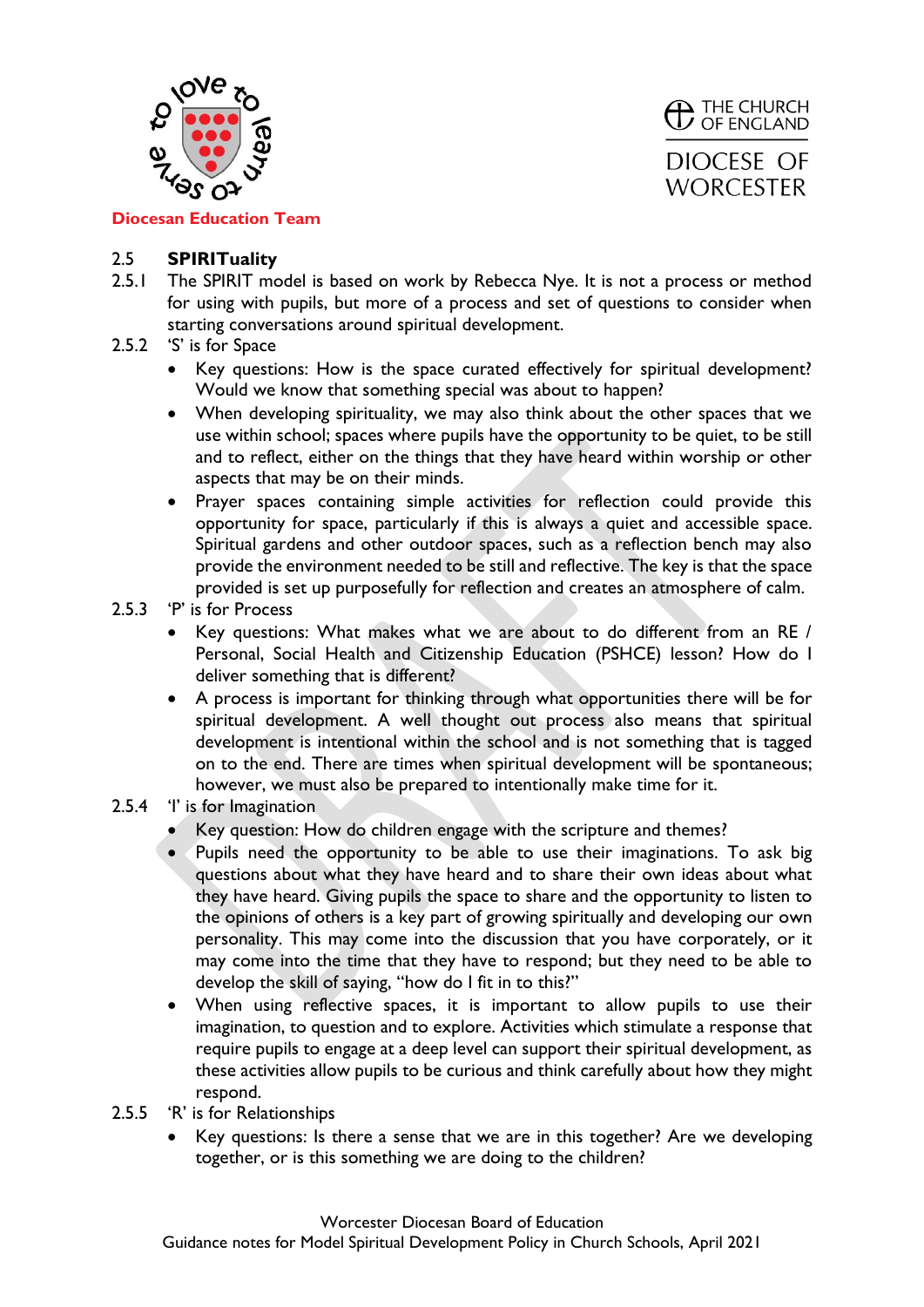## 2.5 SPIRITuality

2.5.1 The SPIRIT model is based on work by Rebecca Nye. It is not a process or method for using with pupils, but more of a process and set of questions to consider when starting conversations around spiritual development.

2.5.2 'S' is for Space

- Key questions: How is the space curated effectively for spiritual development? Would we know that something special was about to happen?
- When developing spirituality, we may also think about the other spaces that we use within school; spaces where pupils have the opportunity to be quiet, to be still and to reflect, either on the things that they have heard within worship or other aspects that may be on their minds.
- Prayer spaces containing simple activities for reflection could provide this opportunity for space, particularly if this is always a quiet and accessible space. Spiritual gardens and other outdoor spaces, such as a reflection bench may also provide the environment needed to be still and reflective. The key is that the space provided is set up purposefully for reflection and creates an atmosphere of calm.

2.5.3 'P' is for Process

- Key questions: What makes what we are about to do different from an RE / Personal, Social Health and Citizenship Education (PSHCE) lesson? How do I deliver something that is different?
- A process is important for thinking through what opportunities there will be for spiritual development. A well thought out process also means that spiritual development is intentional within the school and is not something that is tagged on to the end. There are times when spiritual development will be spontaneous; however, we must also be prepared to intentionally make time for it.

2.5.4 'I' is for Imagination

- Key question: How do children engage with the scripture and themes?
- Pupils need the opportunity to be able to use their imaginations. To ask big questions about what they have heard and to share their own ideas about what they have heard. Giving pupils the space to share and the opportunity to listen to the opinions of others is a key part of growing spiritually and developing our own personality. This may come into the discussion that you have corporately, or it may come into the time that they have to respond; but they need to be able to develop the skill of saying, "how do I fit in to this?"
- When using reflective spaces, it is important to allow pupils to use their imagination, to question and to explore. Activities which stimulate a response that require pupils to engage at a deep level can support their spiritual development, as these activities allow pupils to be curious and think carefully about how they might respond.

2.5.5 'R' is for Relationships

- Key questions: Is there a sense that we are in this together? Are we developing together, or is this something we are doing to the children?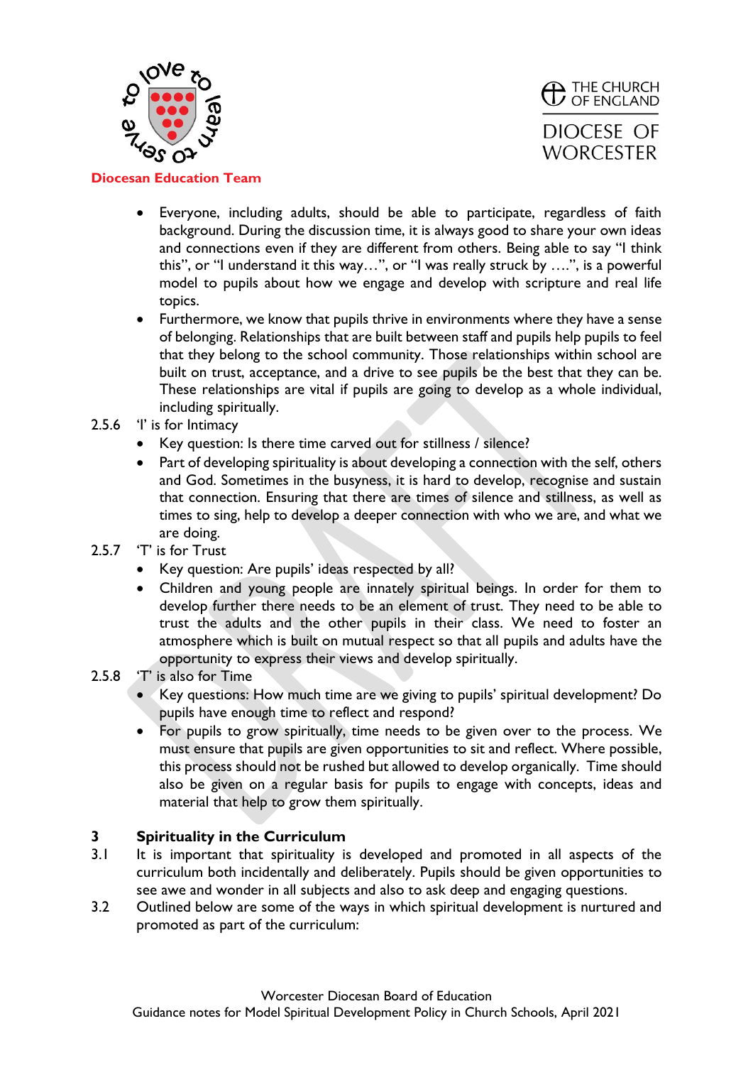- Everyone, including adults, should be able to participate, regardless of faith background. During the discussion time, it is always good to share your own ideas and connections even if they are different from others. Being able to say "I think this", or "I understand it this way…", or "I was really struck by ….", is a powerful model to pupils about how we engage and develop with scripture and real life topics.
- Furthermore, we know that pupils thrive in environments where they have a sense of belonging. Relationships that are built between staff and pupils help pupils to feel that they belong to the school community. Those relationships within school are built on trust, acceptance, and a drive to see pupils be the best that they can be. These relationships are vital if pupils are going to develop as a whole individual, including spiritually.

2.5.6 'I' is for Intimacy

- Key question: Is there time carved out for stillness / silence?
- Part of developing spirituality is about developing a connection with the self, others and God. Sometimes in the busyness, it is hard to develop, recognise and sustain that connection. Ensuring that there are times of silence and stillness, as well as times to sing, help to develop a deeper connection with who we are, and what we are doing.

2.5.7 'T' is for Trust

- Key question: Are pupils' ideas respected by all?
- Children and young people are innately spiritual beings. In order for them to develop further there needs to be an element of trust. They need to be able to trust the adults and the other pupils in their class. We need to foster an atmosphere which is built on mutual respect so that all pupils and adults have the opportunity to express their views and develop spiritually.

2.5.8 'T' is also for Time

- Key questions: How much time are we giving to pupils' spiritual development? Do pupils have enough time to reflect and respond?
- For pupils to grow spiritually, time needs to be given over to the process. We must ensure that pupils are given opportunities to sit and reflect. Where possible, this process should not be rushed but allowed to develop organically. Time should also be given on a regular basis for pupils to engage with concepts, ideas and material that help to grow them spiritually.

## 3 Spirituality in the Curriculum

3.1 It is important that spirituality is developed and promoted in all aspects of the curriculum both incidentally and deliberately. Pupils should be given opportunities to see awe and wonder in all subjects and also to ask deep and engaging questions.

3.2 Outlined below are some of the ways in which spiritual development is nurtured and promoted as part of the curriculum: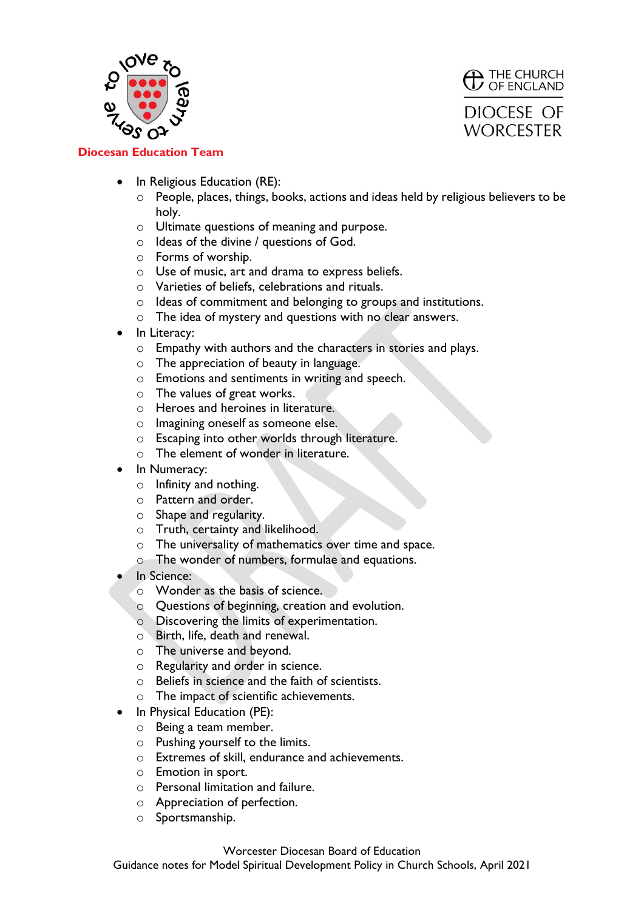- In Religious Education (RE):
  - People, places, things, books, actions and ideas held by religious believers to be holy.
  - Ultimate questions of meaning and purpose.
  - Ideas of the divine / questions of God.
  - Forms of worship.
  - Use of music, art and drama to express beliefs.
  - Varieties of beliefs, celebrations and rituals.
  - Ideas of commitment and belonging to groups and institutions.
  - The idea of mystery and questions with no clear answers.
- In Literacy:
  - Empathy with authors and the characters in stories and plays.
  - The appreciation of beauty in language.
  - Emotions and sentiments in writing and speech.
  - The values of great works.
  - Heroes and heroines in literature.
  - Imagining oneself as someone else.
  - Escaping into other worlds through literature.
  - The element of wonder in literature.
- In Numeracy:
  - Infinity and nothing.
  - Pattern and order.
  - Shape and regularity.
  - Truth, certainty and likelihood.
  - The universality of mathematics over time and space.
  - The wonder of numbers, formulae and equations.
- In Science:
  - Wonder as the basis of science.
  - Questions of beginning, creation and evolution.
  - Discovering the limits of experimentation.
  - Birth, life, death and renewal.
  - The universe and beyond.
  - Regularity and order in science.
  - Beliefs in science and the faith of scientists.
  - The impact of scientific achievements.
- In Physical Education (PE):
  - Being a team member.
  - Pushing yourself to the limits.
  - Extremes of skill, endurance and achievements.
  - Emotion in sport.
  - Personal limitation and failure.
  - Appreciation of perfection.
  - Sportsmanship.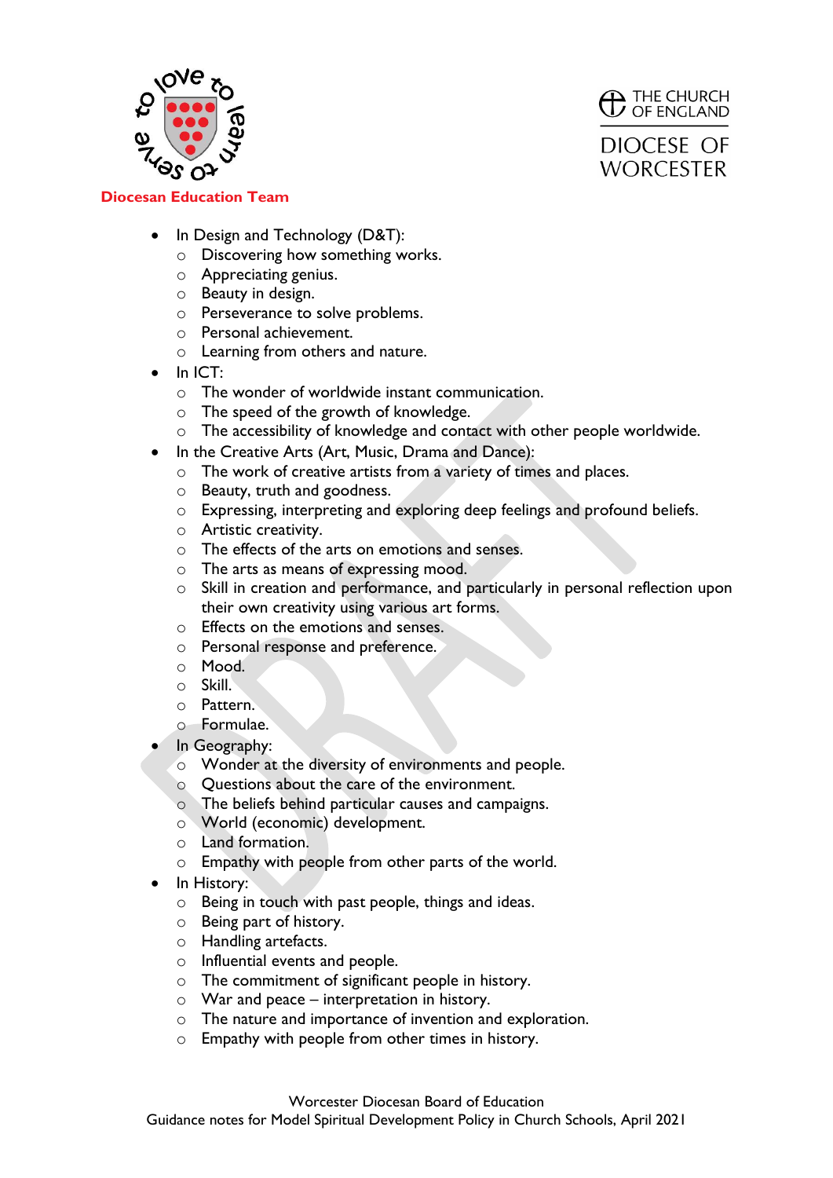- In Design and Technology (D&T):
  - Discovering how something works.
  - Appreciating genius.
  - Beauty in design.
  - Perseverance to solve problems.
  - Personal achievement.
  - Learning from others and nature.
- In ICT:
  - The wonder of worldwide instant communication.
  - The speed of the growth of knowledge.
  - The accessibility of knowledge and contact with other people worldwide.
- In the Creative Arts (Art, Music, Drama and Dance):
  - The work of creative artists from a variety of times and places.
  - Beauty, truth and goodness.
  - Expressing, interpreting and exploring deep feelings and profound beliefs.
  - Artistic creativity.
  - The effects of the arts on emotions and senses.
  - The arts as means of expressing mood.
  - Skill in creation and performance, and particularly in personal reflection upon their own creativity using various art forms.
  - Effects on the emotions and senses.
  - Personal response and preference.
  - Mood.
  - Skill.
  - Pattern.
  - Formulae.
- In Geography:
  - Wonder at the diversity of environments and people.
  - Questions about the care of the environment.
  - The beliefs behind particular causes and campaigns.
  - World (economic) development.
  - Land formation.
  - Empathy with people from other parts of the world.
- In History:
  - Being in touch with past people, things and ideas.
  - Being part of history.
  - Handling artefacts.
  - Influential events and people.
  - The commitment of significant people in history.
  - War and peace – interpretation in history.
  - The nature and importance of invention and exploration.
  - Empathy with people from other times in history.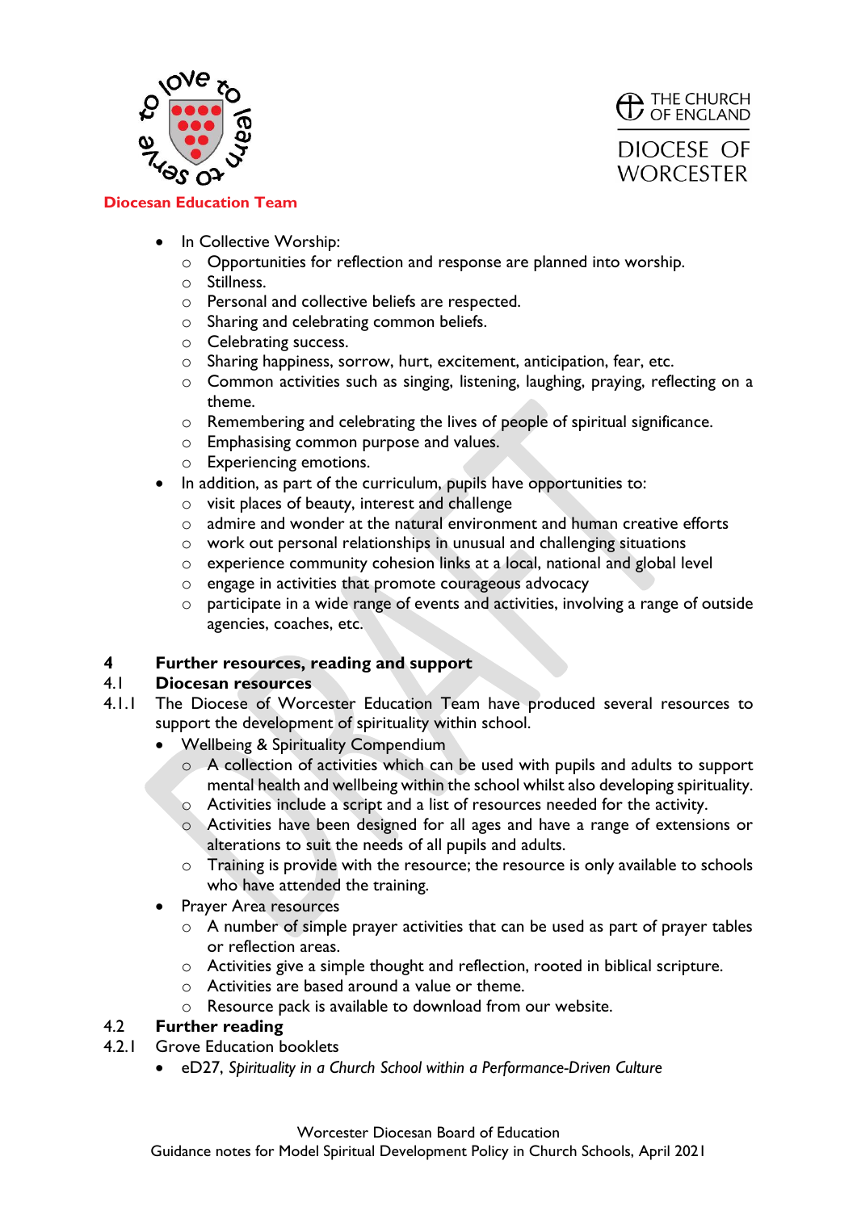- In Collective Worship:
  - Opportunities for reflection and response are planned into worship.
  - Stillness.
  - Personal and collective beliefs are respected.
  - Sharing and celebrating common beliefs.
  - Celebrating success.
  - Sharing happiness, sorrow, hurt, excitement, anticipation, fear, etc.
  - Common activities such as singing, listening, laughing, praying, reflecting on a theme.
  - Remembering and celebrating the lives of people of spiritual significance.
  - Emphasising common purpose and values.
  - Experiencing emotions.
- In addition, as part of the curriculum, pupils have opportunities to:
  - visit places of beauty, interest and challenge
  - admire and wonder at the natural environment and human creative efforts
  - work out personal relationships in unusual and challenging situations
  - experience community cohesion links at a local, national and global level
  - engage in activities that promote courageous advocacy
  - participate in a wide range of events and activities, involving a range of outside agencies, coaches, etc.

## 4 Further resources, reading and support

### 4.1 Diocesan resources

4.1.1 The Diocese of Worcester Education Team have produced several resources to support the development of spirituality within school.

- Wellbeing & Spirituality Compendium
  - A collection of activities which can be used with pupils and adults to support mental health and wellbeing within the school whilst also developing spirituality.
  - Activities include a script and a list of resources needed for the activity.
  - Activities have been designed for all ages and have a range of extensions or alterations to suit the needs of all pupils and adults.
  - Training is provide with the resource; the resource is only available to schools who have attended the training.
- Prayer Area resources
  - A number of simple prayer activities that can be used as part of prayer tables or reflection areas.
  - Activities give a simple thought and reflection, rooted in biblical scripture.
  - Activities are based around a value or theme.
  - Resource pack is available to download from our website.

### 4.2 Further reading

4.2.1 Grove Education booklets

- eD27, *Spirituality in a Church School within a Performance-Driven Culture*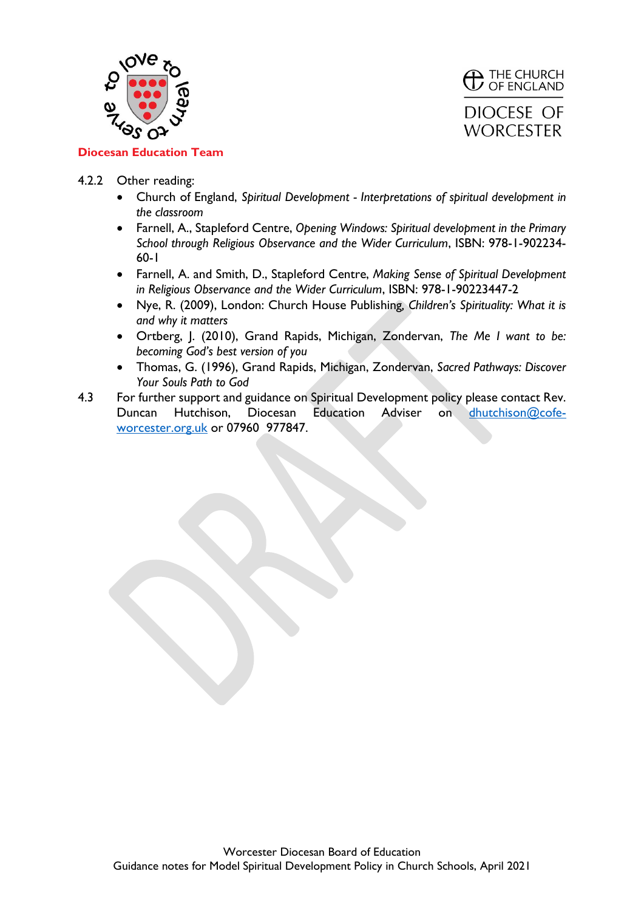4.2.2 Other reading:

- Church of England, *Spiritual Development - Interpretations of spiritual development in the classroom*
- Farnell, A., Stapleford Centre, *Opening Windows: Spiritual development in the Primary School through Religious Observance and the Wider Curriculum*, ISBN: 978-1-902234-60-1
- Farnell, A. and Smith, D., Stapleford Centre, *Making Sense of Spiritual Development in Religious Observance and the Wider Curriculum*, ISBN: 978-1-90223447-2
- Nye, R. (2009), London: Church House Publishing, *Children's Spirituality: What it is and why it matters*
- Ortberg, J. (2010), Grand Rapids, Michigan, Zondervan, *The Me I want to be: becoming God's best version of you*
- Thomas, G. (1996), Grand Rapids, Michigan, Zondervan, *Sacred Pathways: Discover Your Souls Path to God*

4.3 For further support and guidance on Spiritual Development policy please contact Rev. Duncan Hutchison, Diocesan Education Adviser on dhutchison@cofe-worcester.org.uk or 07960 977847.